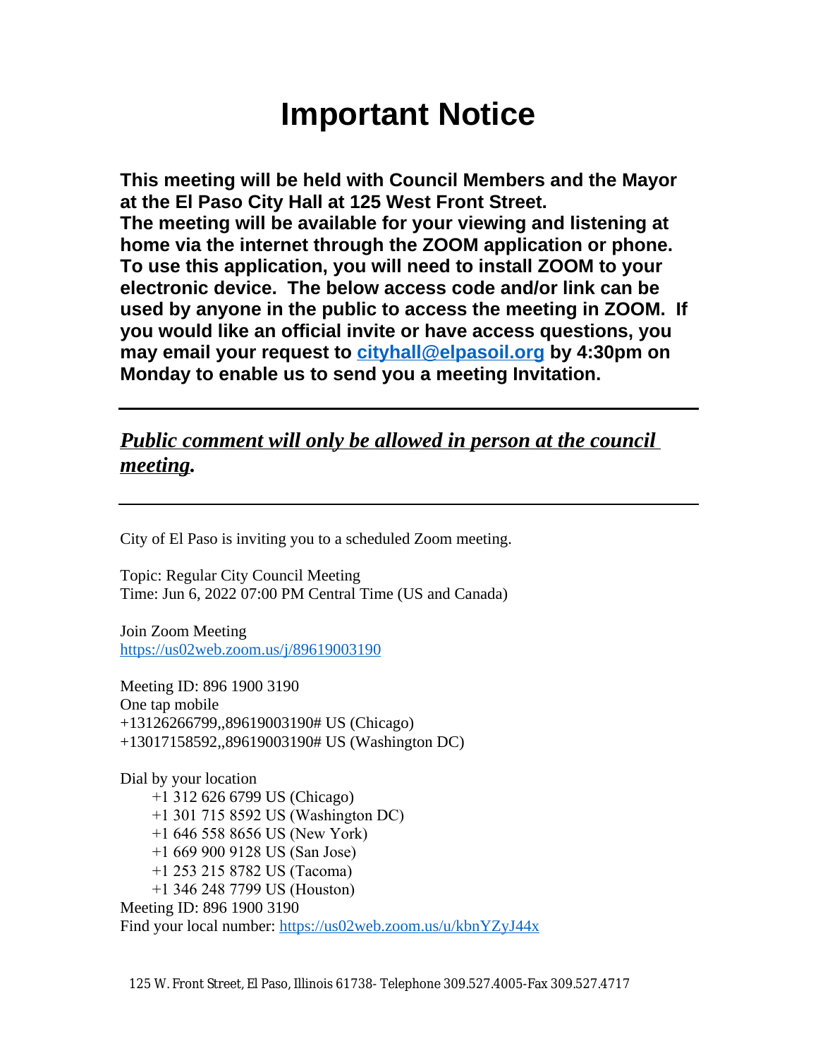# Important Notice

**This meeting will be held with Council Members and the Mayor at the El Paso City Hall at 125 West Front Street. The meeting will be available for your viewing and listening at home via the internet through the ZOOM application or phone. To use this application, you will need to install ZOOM to your electronic device. The below access code and/or link can be used by anyone in the public to access the meeting in ZOOM. If you would like an official invite or have access questions, you may email your request to [cityhall@elpasoil.org](mailto:cityhall@elpasoil.org) by 4:30pm on Monday to enable us to send you a meeting Invitation.**

---

***Public comment will only be allowed in person at the council meeting.***

---

City of El Paso is inviting you to a scheduled Zoom meeting.

Topic: Regular City Council Meeting
Time: Jun 6, 2022 07:00 PM Central Time (US and Canada)

Join Zoom Meeting
https://us02web.zoom.us/j/89619003190

Meeting ID: 896 1900 3190
One tap mobile
+13126266799,,89619003190# US (Chicago)
+13017158592,,89619003190# US (Washington DC)

Dial by your location
- +1 312 626 6799 US (Chicago)
- +1 301 715 8592 US (Washington DC)
- +1 646 558 8656 US (New York)
- +1 669 900 9128 US (San Jose)
- +1 253 215 8782 US (Tacoma)
- +1 346 248 7799 US (Houston)

Meeting ID: 896 1900 3190
Find your local number: https://us02web.zoom.us/u/kbnYZyJ44x

125 W. Front Street, El Paso, Illinois 61738- Telephone 309.527.4005-Fax 309.527.4717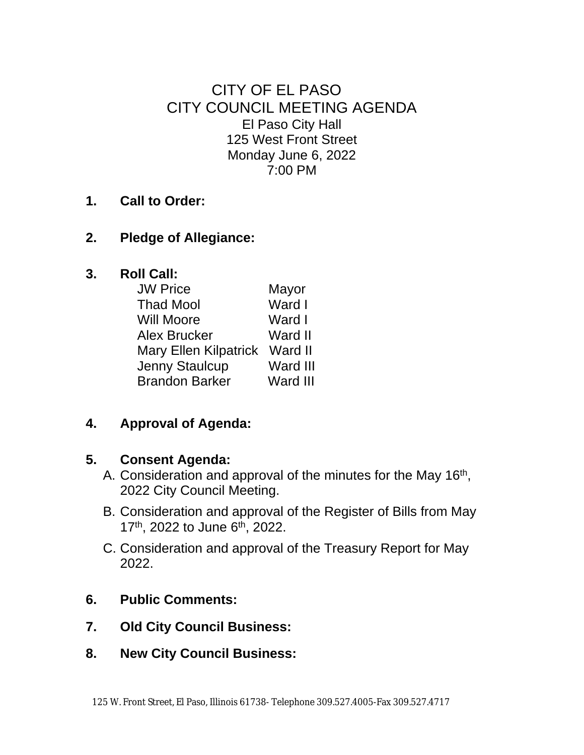# CITY OF EL PASO
## CITY COUNCIL MEETING AGENDA

El Paso City Hall
125 West Front Street
Monday June 6, 2022
7:00 PM

**1. Call to Order:**

**2. Pledge of Allegiance:**

**3. Roll Call:**

| | |
|---|---|
| JW Price | Mayor |
| Thad Mool | Ward I |
| Will Moore | Ward I |
| Alex Brucker | Ward II |
| Mary Ellen Kilpatrick | Ward II |
| Jenny Staulcup | Ward III |
| Brandon Barker | Ward III |

**4. Approval of Agenda:**

**5. Consent Agenda:**

A. Consideration and approval of the minutes for the May 16th, 2022 City Council Meeting.

B. Consideration and approval of the Register of Bills from May 17th, 2022 to June 6th, 2022.

C. Consideration and approval of the Treasury Report for May 2022.

**6. Public Comments:**

**7. Old City Council Business:**

**8. New City Council Business:**

125 W. Front Street, El Paso, Illinois 61738- Telephone 309.527.4005-Fax 309.527.4717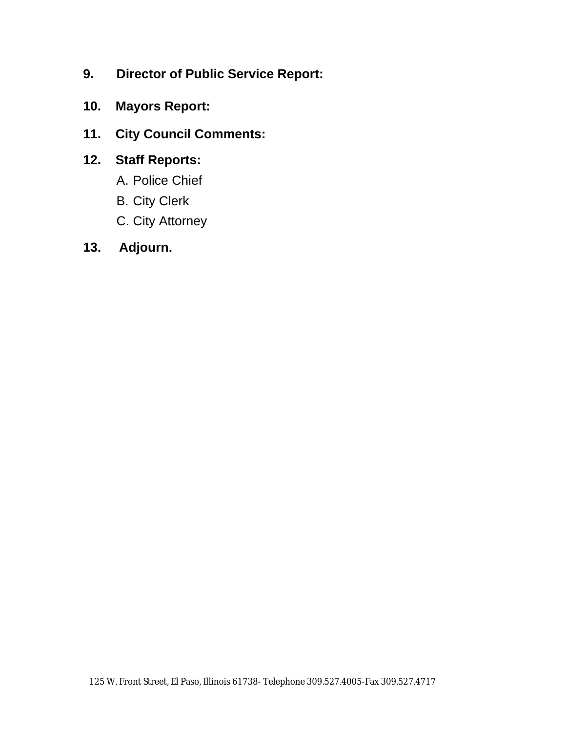**9. Director of Public Service Report:**

**10. Mayors Report:**

**11. City Council Comments:**

**12. Staff Reports:**

A. Police Chief

B. City Clerk

C. City Attorney

**13. Adjourn.**

125 W. Front Street, El Paso, Illinois 61738- Telephone 309.527.4005-Fax 309.527.4717